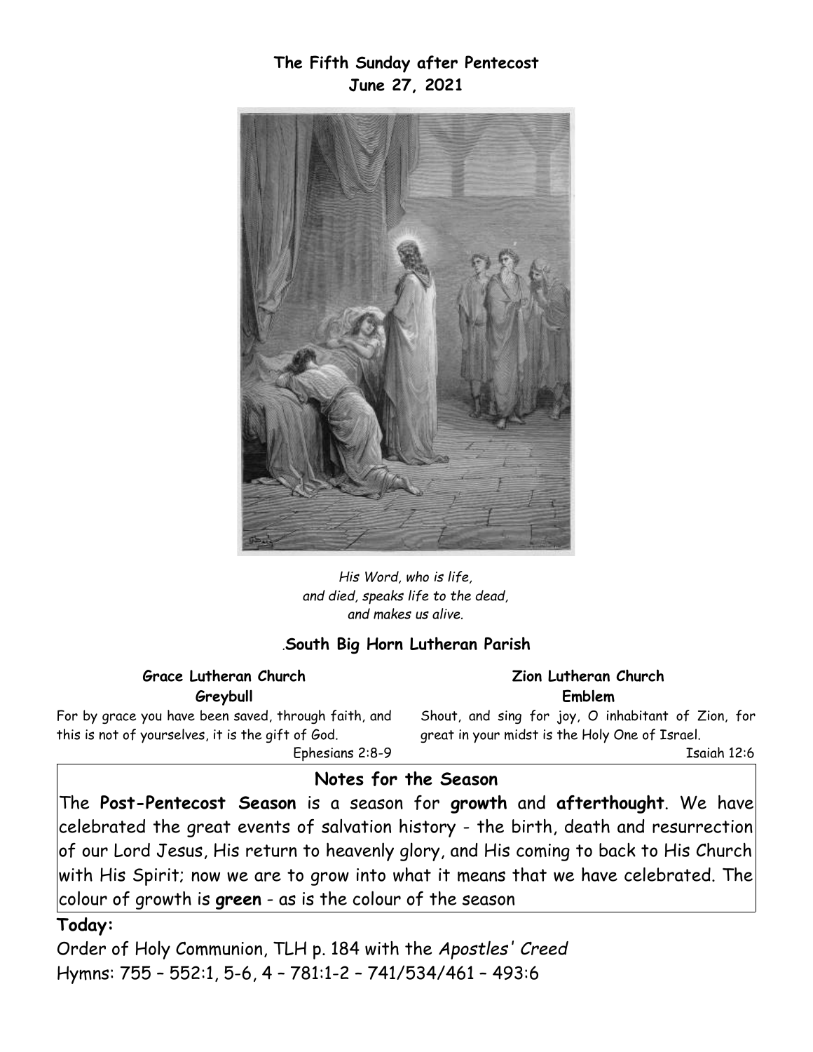**The Fifth Sunday after Pentecost**
**June 27, 2021**

*His Word, who is life,*
*and died, speaks life to the dead,*
*and makes us alive.*

.**South Big Horn Lutheran Parish**

**Grace Lutheran Church**
**Greybull**

For by grace you have been saved, through faith, and this is not of yourselves, it is the gift of God.
Ephesians 2:8-9

**Zion Lutheran Church**
**Emblem**

Shout, and sing for joy, O inhabitant of Zion, for great in your midst is the Holy One of Israel.
Isaiah 12:6

## Notes for the Season

The **Post-Pentecost Season** is a season for **growth** and **afterthought**. We have celebrated the great events of salvation history - the birth, death and resurrection of our Lord Jesus, His return to heavenly glory, and His coming to back to His Church with His Spirit; now we are to grow into what it means that we have celebrated. The colour of growth is **green** - as is the colour of the season

**Today:**

Order of Holy Communion, TLH p. 184 with the *Apostles' Creed*
Hymns: 755 – 552:1, 5-6, 4 – 781:1-2 – 741/534/461 – 493:6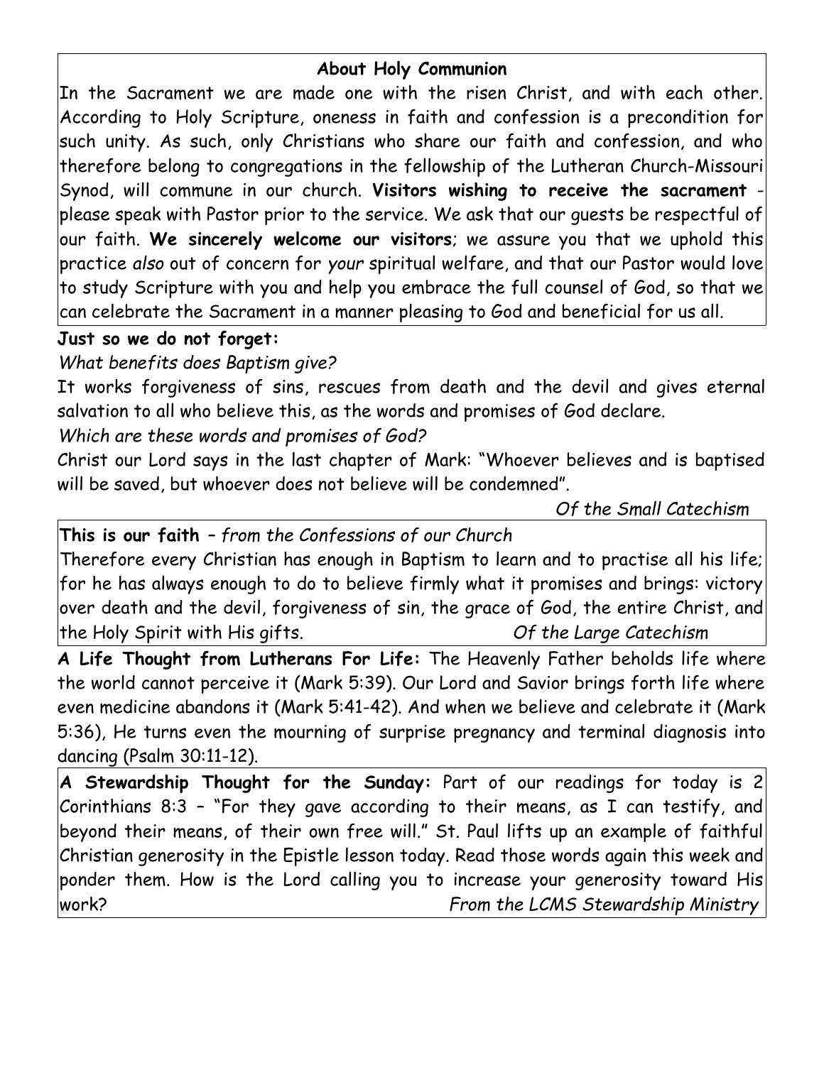## About Holy Communion

In the Sacrament we are made one with the risen Christ, and with each other. According to Holy Scripture, oneness in faith and confession is a precondition for such unity. As such, only Christians who share our faith and confession, and who therefore belong to congregations in the fellowship of the Lutheran Church-Missouri Synod, will commune in our church. **Visitors wishing to receive the sacrament** - please speak with Pastor prior to the service. We ask that our guests be respectful of our faith. **We sincerely welcome our visitors**; we assure you that we uphold this practice *also* out of concern for *your* spiritual welfare, and that our Pastor would love to study Scripture with you and help you embrace the full counsel of God, so that we can celebrate the Sacrament in a manner pleasing to God and beneficial for us all.

**Just so we do not forget:**

*What benefits does Baptism give?*

It works forgiveness of sins, rescues from death and the devil and gives eternal salvation to all who believe this, as the words and promises of God declare.

*Which are these words and promises of God?*

Christ our Lord says in the last chapter of Mark: "Whoever believes and is baptised will be saved, but whoever does not believe will be condemned".

*Of the Small Catechism*

**This is our faith** – *from the Confessions of our Church*

Therefore every Christian has enough in Baptism to learn and to practise all his life; for he has always enough to do to believe firmly what it promises and brings: victory over death and the devil, forgiveness of sin, the grace of God, the entire Christ, and the Holy Spirit with His gifts. *Of the Large Catechism*

**A Life Thought from Lutherans For Life:** The Heavenly Father beholds life where the world cannot perceive it (Mark 5:39). Our Lord and Savior brings forth life where even medicine abandons it (Mark 5:41-42). And when we believe and celebrate it (Mark 5:36), He turns even the mourning of surprise pregnancy and terminal diagnosis into dancing (Psalm 30:11-12).

**A Stewardship Thought for the Sunday:** Part of our readings for today is 2 Corinthians 8:3 – "For they gave according to their means, as I can testify, and beyond their means, of their own free will." St. Paul lifts up an example of faithful Christian generosity in the Epistle lesson today. Read those words again this week and ponder them. How is the Lord calling you to increase your generosity toward His work? *From the LCMS Stewardship Ministry*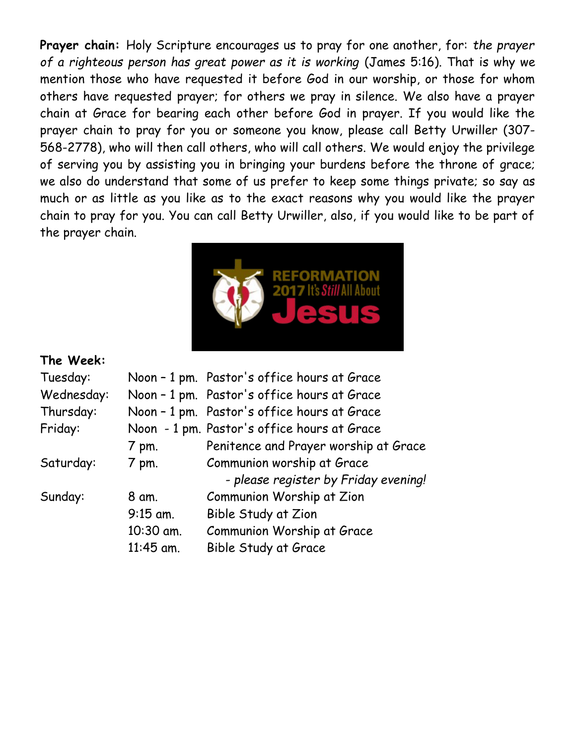**Prayer chain:** Holy Scripture encourages us to pray for one another, for: *the prayer of a righteous person has great power as it is working* (James 5:16). That is why we mention those who have requested it before God in our worship, or those for whom others have requested prayer; for others we pray in silence. We also have a prayer chain at Grace for bearing each other before God in prayer. If you would like the prayer chain to pray for you or someone you know, please call Betty Urwiller (307-568-2778), who will then call others, who will call others. We would enjoy the privilege of serving you by assisting you in bringing your burdens before the throne of grace; we also do understand that some of us prefer to keep some things private; so say as much or as little as you like as to the exact reasons why you would like the prayer chain to pray for you. You can call Betty Urwiller, also, if you would like to be part of the prayer chain.

REFORMATION
2017 It's *Still* All About
Jesus

**The Week:**

| | | |
|---|---|---|
| Tuesday: | Noon – 1 pm. | Pastor's office hours at Grace |
| Wednesday: | Noon – 1 pm. | Pastor's office hours at Grace |
| Thursday: | Noon – 1 pm. | Pastor's office hours at Grace |
| Friday: | Noon - 1 pm. | Pastor's office hours at Grace |
| | 7 pm. | Penitence and Prayer worship at Grace |
| Saturday: | 7 pm. | Communion worship at Grace<br>*- please register by Friday evening!* |
| Sunday: | 8 am. | Communion Worship at Zion |
| | 9:15 am. | Bible Study at Zion |
| | 10:30 am. | Communion Worship at Grace |
| | 11:45 am. | Bible Study at Grace |